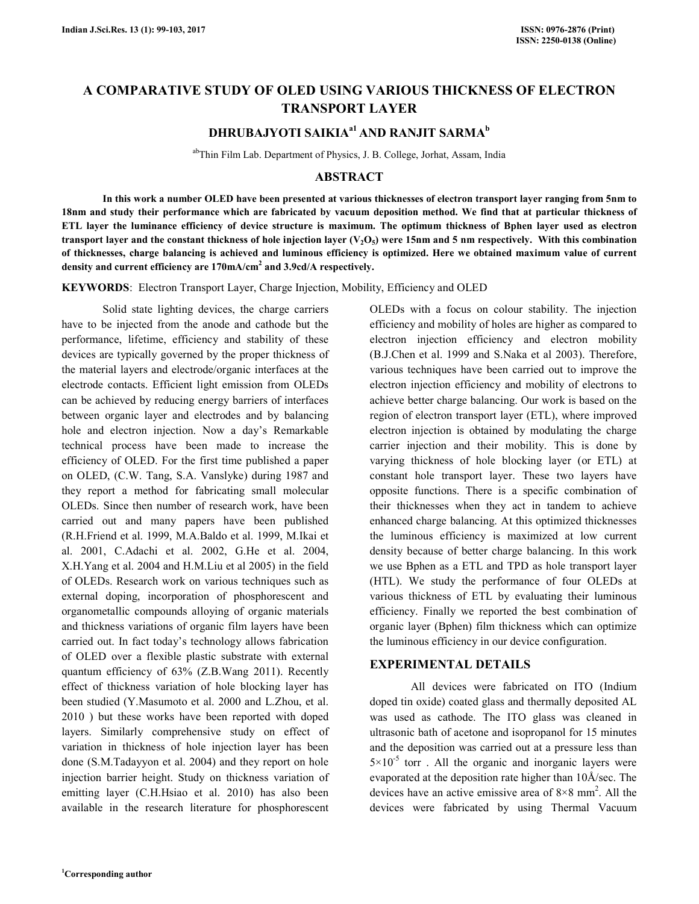# A COMPARATIVE STUDY OF OLED USING VARIOUS THICKNESS OF ELECTRON TRANSPORT LAYER

**DHRUBAJYOTI SAIKIA[a1] AND RANJIT SARMA[b]**

[ab]Thin Film Lab. Department of Physics, J. B. College, Jorhat, Assam, India

## ABSTRACT

**In this work a number OLED have been presented at various thicknesses of electron transport layer ranging from 5nm to 18nm and study their performance which are fabricated by vacuum deposition method. We find that at particular thickness of ETL layer the luminance efficiency of device structure is maximum. The optimum thickness of Bphen layer used as electron transport layer and the constant thickness of hole injection layer ($V_2O_5$) were 15nm and 5 nm respectively. With this combination of thicknesses, charge balancing is achieved and luminous efficiency is optimized. Here we obtained maximum value of current density and current efficiency are 170mA/cm$^2$ and 3.9cd/A respectively.**

**KEYWORDS**: Electron Transport Layer, Charge Injection, Mobility, Efficiency and OLED

Solid state lighting devices, the charge carriers have to be injected from the anode and cathode but the performance, lifetime, efficiency and stability of these devices are typically governed by the proper thickness of the material layers and electrode/organic interfaces at the electrode contacts. Efficient light emission from OLEDs can be achieved by reducing energy barriers of interfaces between organic layer and electrodes and by balancing hole and electron injection. Now a day's Remarkable technical process have been made to increase the efficiency of OLED. For the first time published a paper on OLED, (C.W. Tang, S.A. Vanslyke) during 1987 and they report a method for fabricating small molecular OLEDs. Since then number of research work, have been carried out and many papers have been published (R.H.Friend et al. 1999, M.A.Baldo et al. 1999, M.Ikai et al. 2001, C.Adachi et al. 2002, G.He et al. 2004, X.H.Yang et al. 2004 and H.M.Liu et al 2005) in the field of OLEDs. Research work on various techniques such as external doping, incorporation of phosphorescent and organometallic compounds alloying of organic materials and thickness variations of organic film layers have been carried out. In fact today's technology allows fabrication of OLED over a flexible plastic substrate with external quantum efficiency of 63% (Z.B.Wang 2011). Recently effect of thickness variation of hole blocking layer has been studied (Y.Masumoto et al. 2000 and L.Zhou, et al. 2010 ) but these works have been reported with doped layers. Similarly comprehensive study on effect of variation in thickness of hole injection layer has been done (S.M.Tadayyon et al. 2004) and they report on hole injection barrier height. Study on thickness variation of emitting layer (C.H.Hsiao et al. 2010) has also been available in the research literature for phosphorescent OLEDs with a focus on colour stability. The injection efficiency and mobility of holes are higher as compared to electron injection efficiency and electron mobility (B.J.Chen et al. 1999 and S.Naka et al 2003). Therefore, various techniques have been carried out to improve the electron injection efficiency and mobility of electrons to achieve better charge balancing. Our work is based on the region of electron transport layer (ETL), where improved electron injection is obtained by modulating the charge carrier injection and their mobility. This is done by varying thickness of hole blocking layer (or ETL) at constant hole transport layer. These two layers have opposite functions. There is a specific combination of their thicknesses when they act in tandem to achieve enhanced charge balancing. At this optimized thicknesses the luminous efficiency is maximized at low current density because of better charge balancing. In this work we use Bphen as a ETL and TPD as hole transport layer (HTL). We study the performance of four OLEDs at various thickness of ETL by evaluating their luminous efficiency. Finally we reported the best combination of organic layer (Bphen) film thickness which can optimize the luminous efficiency in our device configuration.

## EXPERIMENTAL DETAILS

All devices were fabricated on ITO (Indium doped tin oxide) coated glass and thermally deposited AL was used as cathode. The ITO glass was cleaned in ultrasonic bath of acetone and isopropanol for 15 minutes and the deposition was carried out at a pressure less than $5\times10^{-5}$ torr . All the organic and inorganic layers were evaporated at the deposition rate higher than 10Å/sec. The devices have an active emissive area of $8\times8$ mm$^2$. All the devices were fabricated by using Thermal Vacuum

[1]Corresponding author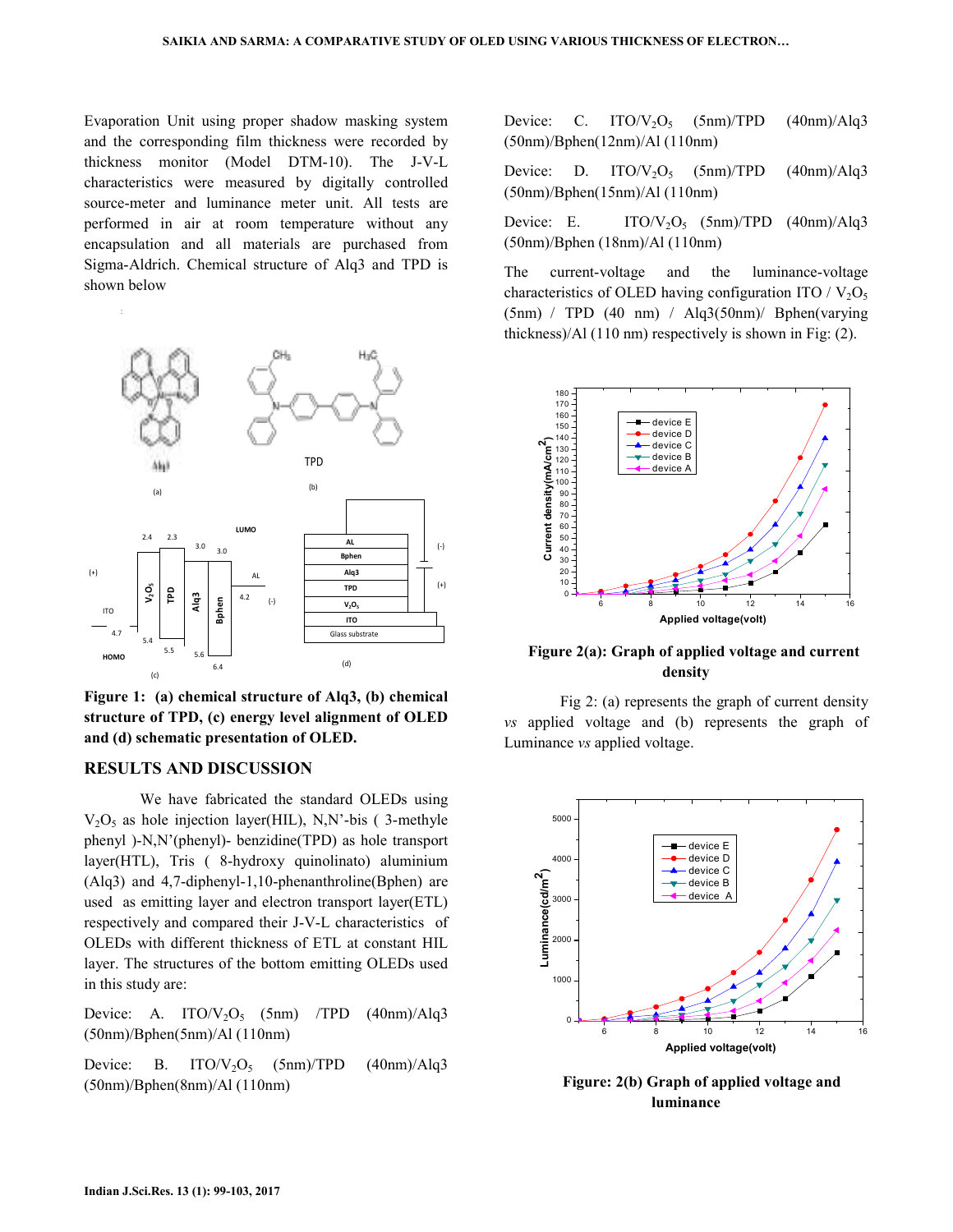Evaporation Unit using proper shadow masking system and the corresponding film thickness were recorded by thickness monitor (Model DTM-10). The J-V-L characteristics were measured by digitally controlled source-meter and luminance meter unit. All tests are performed in air at room temperature without any encapsulation and all materials are purchased from Sigma-Aldrich. Chemical structure of Alq3 and TPD is shown below

**Figure 1: (a) chemical structure of Alq3, (b) chemical structure of TPD, (c) energy level alignment of OLED and (d) schematic presentation of OLED.**

## RESULTS AND DISCUSSION

We have fabricated the standard OLEDs using $V_2O_5$ as hole injection layer(HIL), N,N'-bis ( 3-methyle phenyl )-N,N'(phenyl)- benzidine(TPD) as hole transport layer(HTL), Tris ( 8-hydroxy quinolinato) aluminium (Alq3) and 4,7-diphenyl-1,10-phenanthroline(Bphen) are used as emitting layer and electron transport layer(ETL) respectively and compared their J-V-L characteristics of OLEDs with different thickness of ETL at constant HIL layer. The structures of the bottom emitting OLEDs used in this study are:

Device: A. ITO/$V_2O_5$ (5nm) /TPD (40nm)/Alq3 (50nm)/Bphen(5nm)/Al (110nm)

Device: B. ITO/$V_2O_5$ (5nm)/TPD (40nm)/Alq3 (50nm)/Bphen(8nm)/Al (110nm)

Device: C. ITO/$V_2O_5$ (5nm)/TPD (40nm)/Alq3 (50nm)/Bphen(12nm)/Al (110nm)

Device: D. ITO/$V_2O_5$ (5nm)/TPD (40nm)/Alq3 (50nm)/Bphen(15nm)/Al (110nm)

Device: E. ITO/$V_2O_5$ (5nm)/TPD (40nm)/Alq3 (50nm)/Bphen (18nm)/Al (110nm)

The current-voltage and the luminance-voltage characteristics of OLED having configuration ITO / $V_2O_5$ (5nm) / TPD (40 nm) / Alq3(50nm)/ Bphen(varying thickness)/Al (110 nm) respectively is shown in Fig: (2).

**Figure 2(a): Graph of applied voltage and current density**

Fig 2: (a) represents the graph of current density *vs* applied voltage and (b) represents the graph of Luminance *vs* applied voltage.

**Figure: 2(b) Graph of applied voltage and luminance**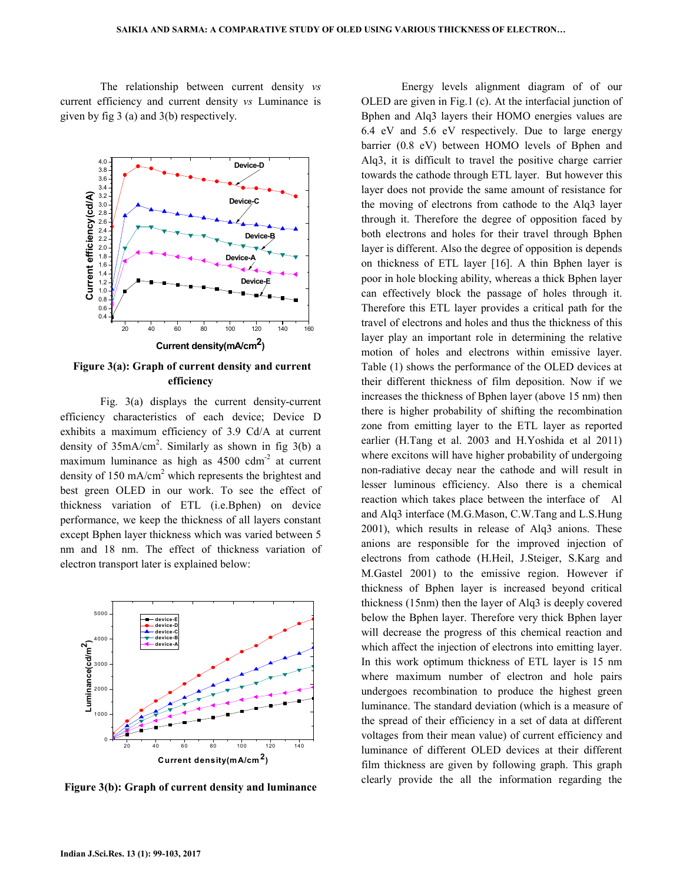The relationship between current density *vs* current efficiency and current density *vs* Luminance is given by fig 3 (a) and 3(b) respectively.

**Figure 3(a): Graph of current density and current efficiency**

Fig. 3(a) displays the current density-current efficiency characteristics of each device; Device D exhibits a maximum efficiency of 3.9 Cd/A at current density of 35mA/cm$^2$. Similarly as shown in fig 3(b) a maximum luminance as high as 4500 cdm$^{-2}$ at current density of 150 mA/cm$^2$ which represents the brightest and best green OLED in our work. To see the effect of thickness variation of ETL (i.e.Bphen) on device performance, we keep the thickness of all layers constant except Bphen layer thickness which was varied between 5 nm and 18 nm. The effect of thickness variation of electron transport later is explained below:

**Figure 3(b): Graph of current density and luminance**

Energy levels alignment diagram of of our OLED are given in Fig.1 (c). At the interfacial junction of Bphen and Alq3 layers their HOMO energies values are 6.4 eV and 5.6 eV respectively. Due to large energy barrier (0.8 eV) between HOMO levels of Bphen and Alq3, it is difficult to travel the positive charge carrier towards the cathode through ETL layer. But however this layer does not provide the same amount of resistance for the moving of electrons from cathode to the Alq3 layer through it. Therefore the degree of opposition faced by both electrons and holes for their travel through Bphen layer is different. Also the degree of opposition is depends on thickness of ETL layer [16]. A thin Bphen layer is poor in hole blocking ability, whereas a thick Bphen layer can effectively block the passage of holes through it. Therefore this ETL layer provides a critical path for the travel of electrons and holes and thus the thickness of this layer play an important role in determining the relative motion of holes and electrons within emissive layer. Table (1) shows the performance of the OLED devices at their different thickness of film deposition. Now if we increases the thickness of Bphen layer (above 15 nm) then there is higher probability of shifting the recombination zone from emitting layer to the ETL layer as reported earlier (H.Tang et al. 2003 and H.Yoshida et al 2011) where excitons will have higher probability of undergoing non-radiative decay near the cathode and will result in lesser luminous efficiency. Also there is a chemical reaction which takes place between the interface of Al and Alq3 interface (M.G.Mason, C.W.Tang and L.S.Hung 2001), which results in release of Alq3 anions. These anions are responsible for the improved injection of electrons from cathode (H.Heil, J.Steiger, S.Karg and M.Gastel 2001) to the emissive region. However if thickness of Bphen layer is increased beyond critical thickness (15nm) then the layer of Alq3 is deeply covered below the Bphen layer. Therefore very thick Bphen layer will decrease the progress of this chemical reaction and which affect the injection of electrons into emitting layer. In this work optimum thickness of ETL layer is 15 nm where maximum number of electron and hole pairs undergoes recombination to produce the highest green luminance. The standard deviation (which is a measure of the spread of their efficiency in a set of data at different voltages from their mean value) of current efficiency and luminance of different OLED devices at their different film thickness are given by following graph. This graph clearly provide the all the information regarding the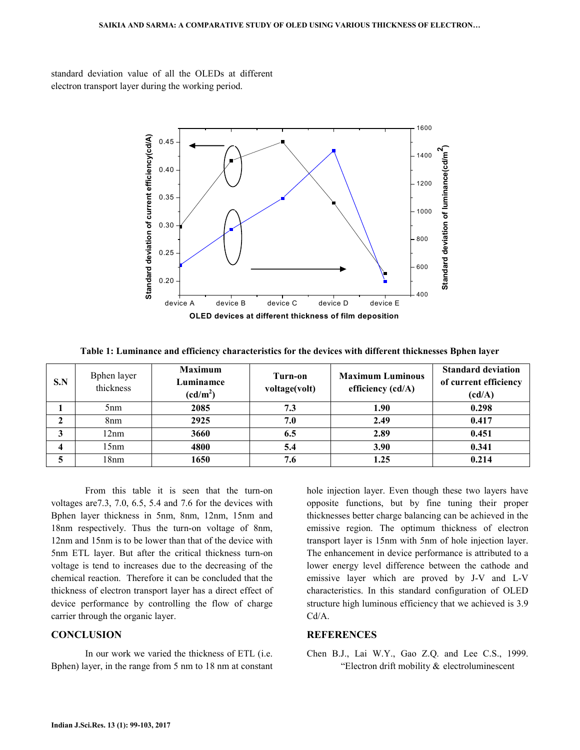standard deviation value of all the OLEDs at different electron transport layer during the working period.

**Table 1: Luminance and efficiency characteristics for the devices with different thicknesses Bphen layer**

| S.N | Bphen layer thickness | Maximum Luminamce ($cd/m^2$) | Turn-on voltage(volt) | Maximum Luminous efficiency (cd/A) | Standard deviation of current efficiency (cd/A) |
|---|---|---|---|---|---|
| 1 | 5nm | 2085 | 7.3 | 1.90 | 0.298 |
| 2 | 8nm | 2925 | 7.0 | 2.49 | 0.417 |
| 3 | 12nm | 3660 | 6.5 | 2.89 | 0.451 |
| 4 | 15nm | 4800 | 5.4 | 3.90 | 0.341 |
| 5 | 18nm | 1650 | 7.6 | 1.25 | 0.214 |

From this table it is seen that the turn-on voltages are7.3, 7.0, 6.5, 5.4 and 7.6 for the devices with Bphen layer thickness in 5nm, 8nm, 12nm, 15nm and 18nm respectively. Thus the turn-on voltage of 8nm, 12nm and 15nm is to be lower than that of the device with 5nm ETL layer. But after the critical thickness turn-on voltage is tend to increases due to the decreasing of the chemical reaction. Therefore it can be concluded that the thickness of electron transport layer has a direct effect of device performance by controlling the flow of charge carrier through the organic layer.

## CONCLUSION

In our work we varied the thickness of ETL (i.e. Bphen) layer, in the range from 5 nm to 18 nm at constant hole injection layer. Even though these two layers have opposite functions, but by fine tuning their proper thicknesses better charge balancing can be achieved in the emissive region. The optimum thickness of electron transport layer is 15nm with 5nm of hole injection layer. The enhancement in device performance is attributed to a lower energy level difference between the cathode and emissive layer which are proved by J-V and L-V characteristics. In this standard configuration of OLED structure high luminous efficiency that we achieved is 3.9 Cd/A.

## REFERENCES

Chen B.J., Lai W.Y., Gao Z.Q. and Lee C.S., 1999. "Electron drift mobility & electroluminescent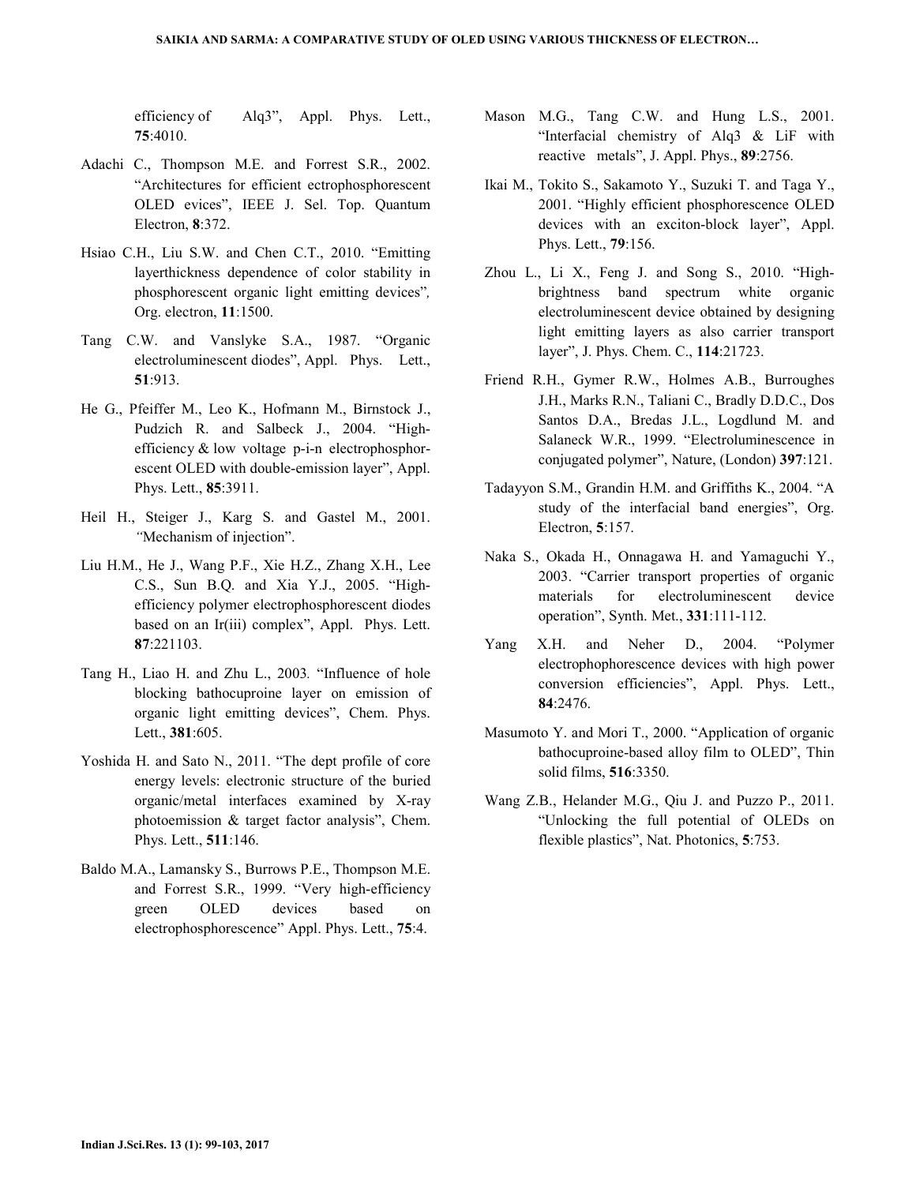efficiency of Alq3", Appl. Phys. Lett., **75**:4010.

Adachi C., Thompson M.E. and Forrest S.R., 2002. "Architectures for efficient ectrophosphorescent OLED evices", IEEE J. Sel. Top. Quantum Electron, **8**:372.

Hsiao C.H., Liu S.W. and Chen C.T., 2010. "Emitting layerthickness dependence of color stability in phosphorescent organic light emitting devices", Org. electron, **11**:1500.

Tang C.W. and Vanslyke S.A., 1987. "Organic electroluminescent diodes", Appl. Phys. Lett., **51**:913.

He G., Pfeiffer M., Leo K., Hofmann M., Birnstock J., Pudzich R. and Salbeck J., 2004. "High-efficiency & low voltage p-i-n electrophosphorescent OLED with double-emission layer", Appl. Phys. Lett., **85**:3911.

Heil H., Steiger J., Karg S. and Gastel M., 2001. "Mechanism of injection".

Liu H.M., He J., Wang P.F., Xie H.Z., Zhang X.H., Lee C.S., Sun B.Q. and Xia Y.J., 2005. "High-efficiency polymer electrophosphorescent diodes based on an Ir(iii) complex", Appl. Phys. Lett. **87**:221103.

Tang H., Liao H. and Zhu L., 2003. "Influence of hole blocking bathocuproine layer on emission of organic light emitting devices", Chem. Phys. Lett., **381**:605.

Yoshida H. and Sato N., 2011. "The dept profile of core energy levels: electronic structure of the buried organic/metal interfaces examined by X-ray photoemission & target factor analysis", Chem. Phys. Lett., **511**:146.

Baldo M.A., Lamansky S., Burrows P.E., Thompson M.E. and Forrest S.R., 1999. "Very high-efficiency green OLED devices based on electrophosphorescence" Appl. Phys. Lett., **75**:4.

Mason M.G., Tang C.W. and Hung L.S., 2001. "Interfacial chemistry of Alq3 & LiF with reactive metals", J. Appl. Phys., **89**:2756.

Ikai M., Tokito S., Sakamoto Y., Suzuki T. and Taga Y., 2001. "Highly efficient phosphorescence OLED devices with an exciton-block layer", Appl. Phys. Lett., **79**:156.

Zhou L., Li X., Feng J. and Song S., 2010. "High-brightness band spectrum white organic electroluminescent device obtained by designing light emitting layers as also carrier transport layer", J. Phys. Chem. C., **114**:21723.

Friend R.H., Gymer R.W., Holmes A.B., Burroughes J.H., Marks R.N., Taliani C., Bradly D.D.C., Dos Santos D.A., Bredas J.L., Logdlund M. and Salaneck W.R., 1999. "Electroluminescence in conjugated polymer", Nature, (London) **397**:121.

Tadayyon S.M., Grandin H.M. and Griffiths K., 2004. "A study of the interfacial band energies", Org. Electron, **5**:157.

Naka S., Okada H., Onnagawa H. and Yamaguchi Y., 2003. "Carrier transport properties of organic materials for electroluminescent device operation", Synth. Met., **331**:111-112.

Yang X.H. and Neher D., 2004. "Polymer electrophophorescence devices with high power conversion efficiencies", Appl. Phys. Lett., **84**:2476.

Masumoto Y. and Mori T., 2000. "Application of organic bathocuproine-based alloy film to OLED", Thin solid films, **516**:3350.

Wang Z.B., Helander M.G., Qiu J. and Puzzo P., 2011. "Unlocking the full potential of OLEDs on flexible plastics", Nat. Photonics, **5**:753.